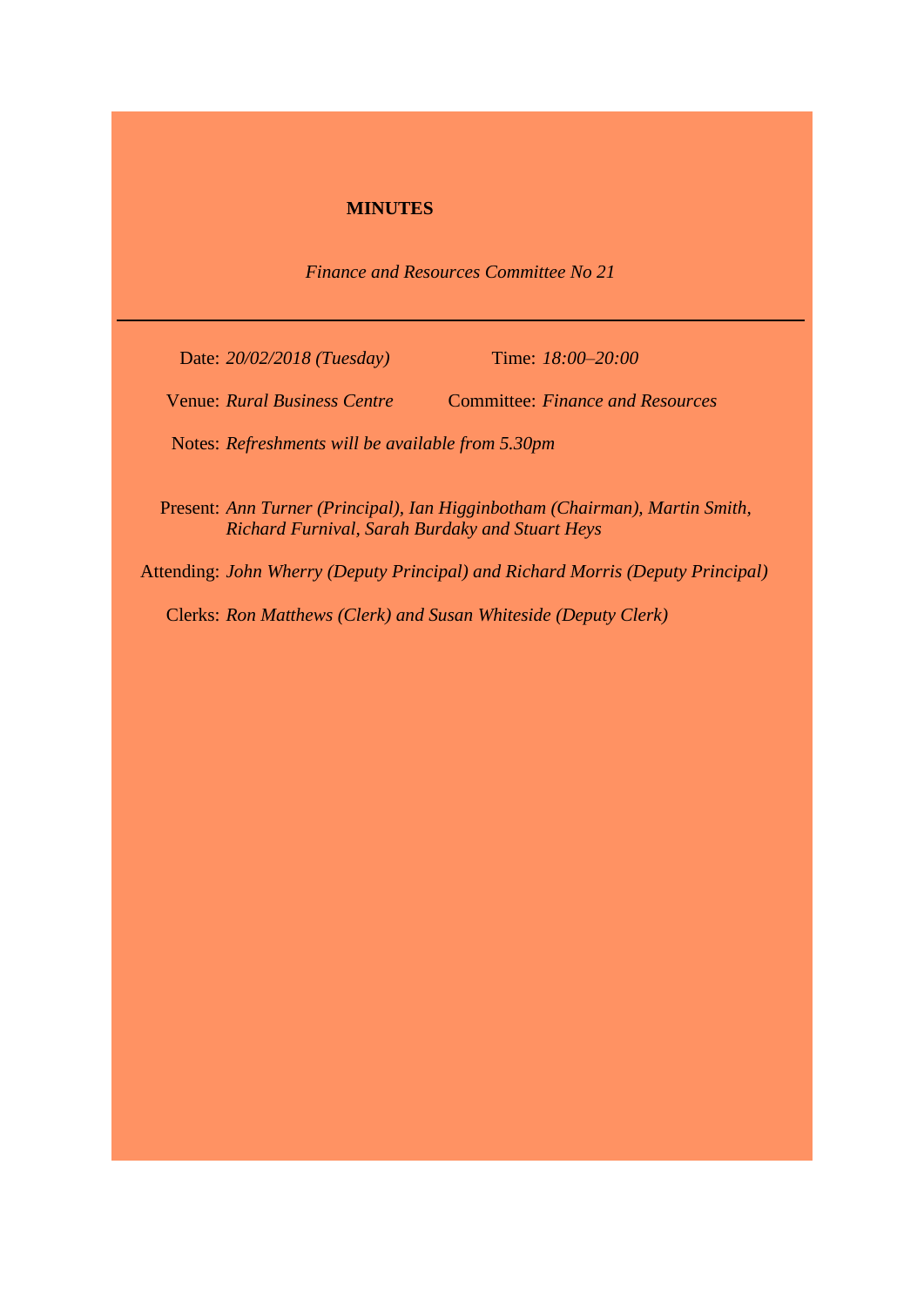# MINUTES

*Finance and Resources Committee No 21*

---

Date: *20/02/2018 (Tuesday)*  Time: *18:00–20:00*

Venue: *Rural Business Centre*  Committee: *Finance and Resources*

Notes: *Refreshments will be available from 5.30pm*

Present: *Ann Turner (Principal), Ian Higginbotham (Chairman), Martin Smith, Richard Furnival, Sarah Burdaky and Stuart Heys*

Attending: *John Wherry (Deputy Principal) and Richard Morris (Deputy Principal)*

Clerks: *Ron Matthews (Clerk) and Susan Whiteside (Deputy Clerk)*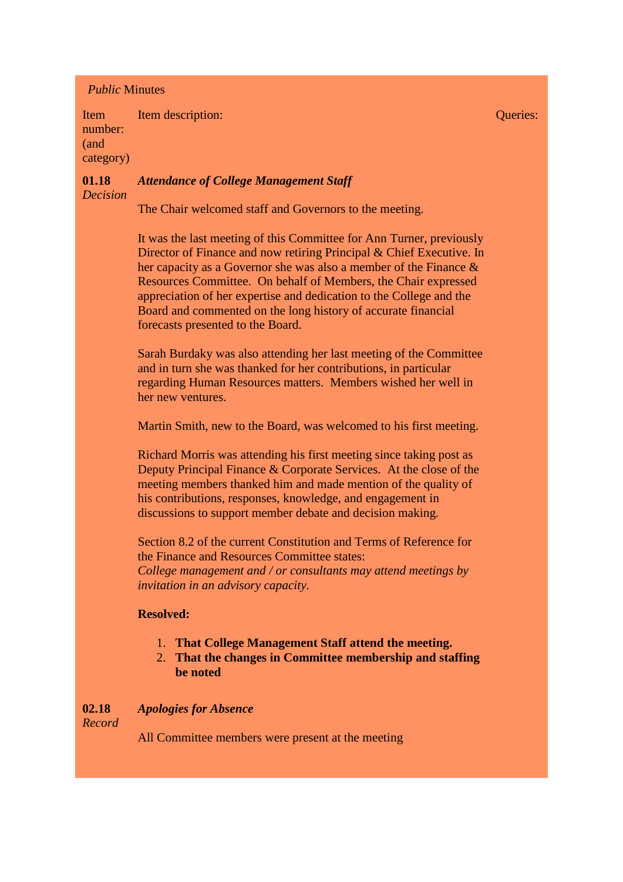*Public* Minutes

| Item number: (and category) | Item description: | Queries: |
|---|---|---|
| **01.18** *Decision* | ***Attendance of College Management Staff*** | |

The Chair welcomed staff and Governors to the meeting.

It was the last meeting of this Committee for Ann Turner, previously Director of Finance and now retiring Principal & Chief Executive. In her capacity as a Governor she was also a member of the Finance & Resources Committee. On behalf of Members, the Chair expressed appreciation of her expertise and dedication to the College and the Board and commented on the long history of accurate financial forecasts presented to the Board.

Sarah Burdaky was also attending her last meeting of the Committee and in turn she was thanked for her contributions, in particular regarding Human Resources matters. Members wished her well in her new ventures.

Martin Smith, new to the Board, was welcomed to his first meeting.

Richard Morris was attending his first meeting since taking post as Deputy Principal Finance & Corporate Services. At the close of the meeting members thanked him and made mention of the quality of his contributions, responses, knowledge, and engagement in discussions to support member debate and decision making.

Section 8.2 of the current Constitution and Terms of Reference for the Finance and Resources Committee states:
*College management and / or consultants may attend meetings by invitation in an advisory capacity.*

**Resolved:**

1. **That College Management Staff attend the meeting.**
2. **That the changes in Committee membership and staffing be noted**

**02.18** *Record* — ***Apologies for Absence***

All Committee members were present at the meeting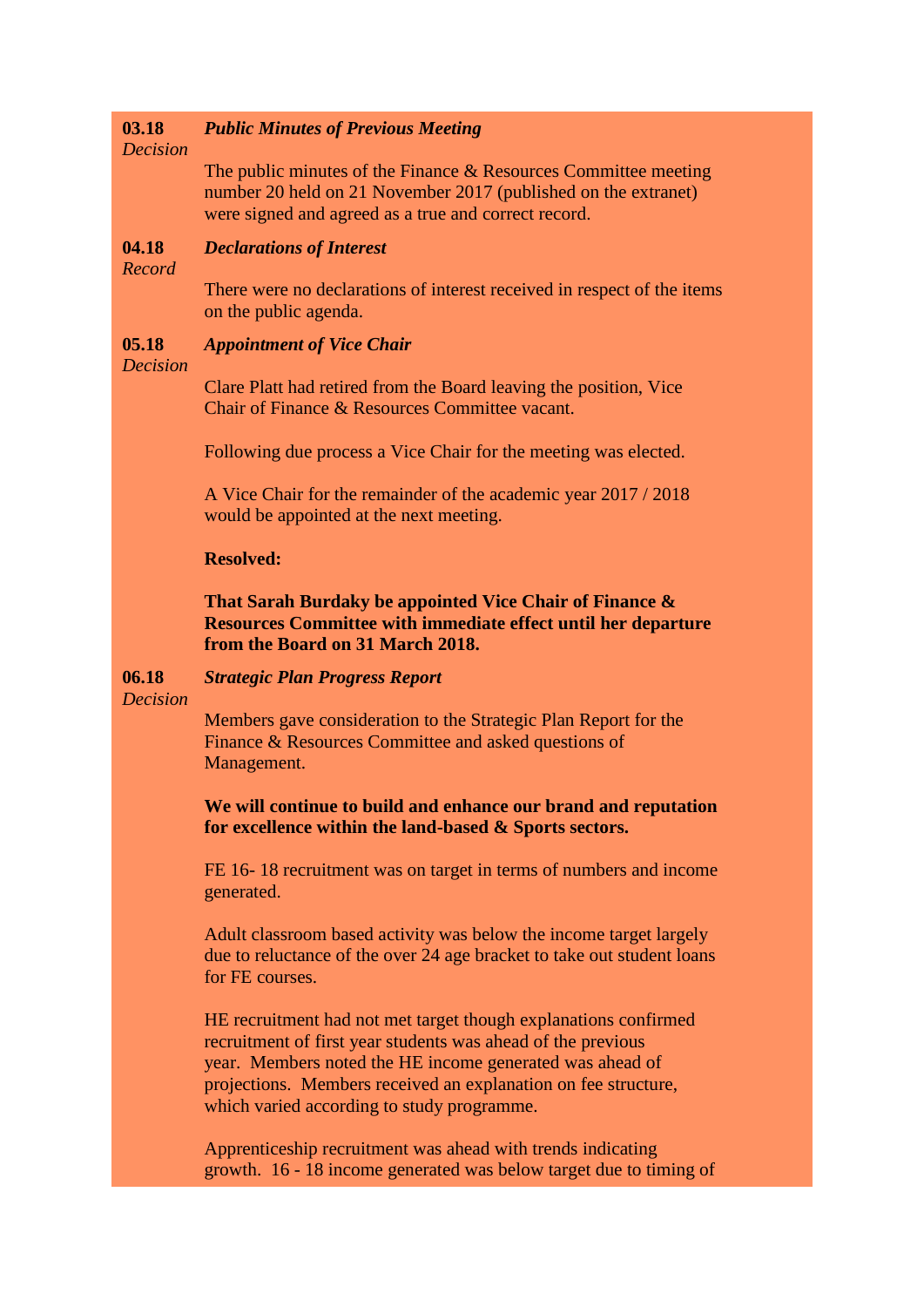**03.18**
*Decision*

***Public Minutes of Previous Meeting***

The public minutes of the Finance & Resources Committee meeting number 20 held on 21 November 2017 (published on the extranet) were signed and agreed as a true and correct record.

**04.18**
*Record*

***Declarations of Interest***

There were no declarations of interest received in respect of the items on the public agenda.

**05.18**
*Decision*

***Appointment of Vice Chair***

Clare Platt had retired from the Board leaving the position, Vice Chair of Finance & Resources Committee vacant.

Following due process a Vice Chair for the meeting was elected.

A Vice Chair for the remainder of the academic year 2017 / 2018 would be appointed at the next meeting.

**Resolved:**

**That Sarah Burdaky be appointed Vice Chair of Finance & Resources Committee with immediate effect until her departure from the Board on 31 March 2018.**

**06.18**
*Decision*

***Strategic Plan Progress Report***

Members gave consideration to the Strategic Plan Report for the Finance & Resources Committee and asked questions of Management.

**We will continue to build and enhance our brand and reputation for excellence within the land-based & Sports sectors.**

FE 16- 18 recruitment was on target in terms of numbers and income generated.

Adult classroom based activity was below the income target largely due to reluctance of the over 24 age bracket to take out student loans for FE courses.

HE recruitment had not met target though explanations confirmed recruitment of first year students was ahead of the previous year. Members noted the HE income generated was ahead of projections. Members received an explanation on fee structure, which varied according to study programme.

Apprenticeship recruitment was ahead with trends indicating growth. 16 - 18 income generated was below target due to timing of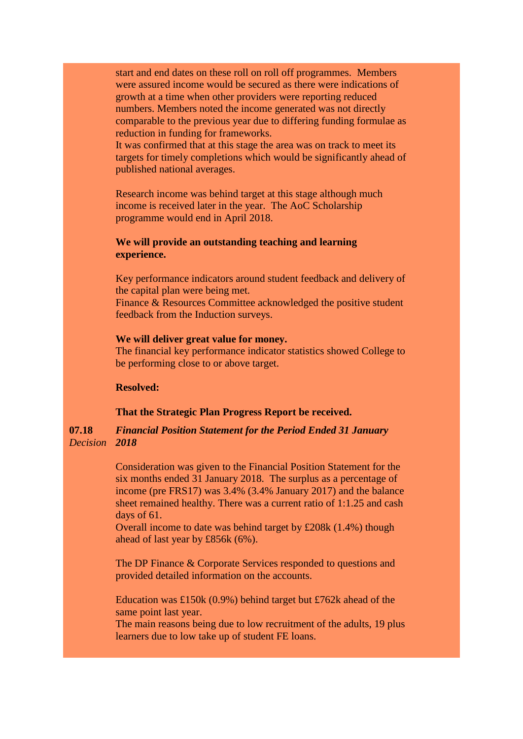start and end dates on these roll on roll off programmes. Members were assured income would be secured as there were indications of growth at a time when other providers were reporting reduced numbers. Members noted the income generated was not directly comparable to the previous year due to differing funding formulae as reduction in funding for frameworks.
It was confirmed that at this stage the area was on track to meet its targets for timely completions which would be significantly ahead of published national averages.

Research income was behind target at this stage although much income is received later in the year. The AoC Scholarship programme would end in April 2018.

**We will provide an outstanding teaching and learning experience.**

Key performance indicators around student feedback and delivery of the capital plan were being met.
Finance & Resources Committee acknowledged the positive student feedback from the Induction surveys.

**We will deliver great value for money.**
The financial key performance indicator statistics showed College to be performing close to or above target.

**Resolved:**

**That the Strategic Plan Progress Report be received.**

**07.18** *Decision* ***Financial Position Statement for the Period Ended 31 January 2018***

Consideration was given to the Financial Position Statement for the six months ended 31 January 2018. The surplus as a percentage of income (pre FRS17) was 3.4% (3.4% January 2017) and the balance sheet remained healthy. There was a current ratio of 1:1.25 and cash days of 61.
Overall income to date was behind target by £208k (1.4%) though ahead of last year by £856k (6%).

The DP Finance & Corporate Services responded to questions and provided detailed information on the accounts.

Education was £150k (0.9%) behind target but £762k ahead of the same point last year.
The main reasons being due to low recruitment of the adults, 19 plus learners due to low take up of student FE loans.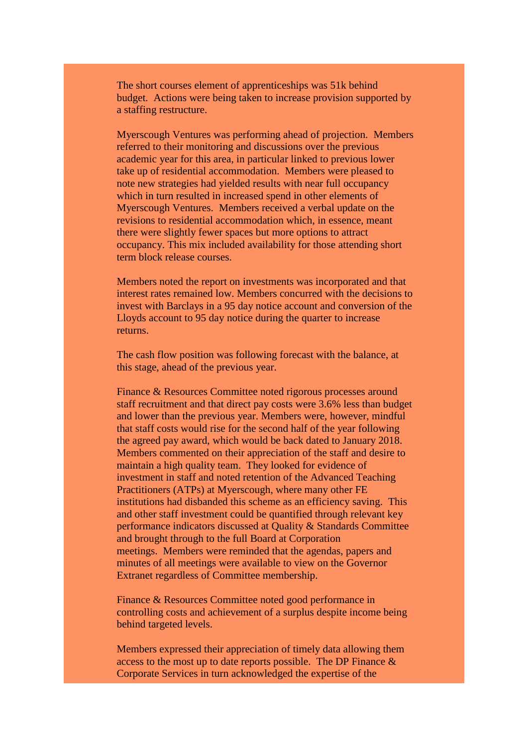The short courses element of apprenticeships was 51k behind budget. Actions were being taken to increase provision supported by a staffing restructure.

Myerscough Ventures was performing ahead of projection. Members referred to their monitoring and discussions over the previous academic year for this area, in particular linked to previous lower take up of residential accommodation. Members were pleased to note new strategies had yielded results with near full occupancy which in turn resulted in increased spend in other elements of Myerscough Ventures. Members received a verbal update on the revisions to residential accommodation which, in essence, meant there were slightly fewer spaces but more options to attract occupancy. This mix included availability for those attending short term block release courses.

Members noted the report on investments was incorporated and that interest rates remained low. Members concurred with the decisions to invest with Barclays in a 95 day notice account and conversion of the Lloyds account to 95 day notice during the quarter to increase returns.

The cash flow position was following forecast with the balance, at this stage, ahead of the previous year.

Finance & Resources Committee noted rigorous processes around staff recruitment and that direct pay costs were 3.6% less than budget and lower than the previous year. Members were, however, mindful that staff costs would rise for the second half of the year following the agreed pay award, which would be back dated to January 2018. Members commented on their appreciation of the staff and desire to maintain a high quality team. They looked for evidence of investment in staff and noted retention of the Advanced Teaching Practitioners (ATPs) at Myerscough, where many other FE institutions had disbanded this scheme as an efficiency saving. This and other staff investment could be quantified through relevant key performance indicators discussed at Quality & Standards Committee and brought through to the full Board at Corporation meetings. Members were reminded that the agendas, papers and minutes of all meetings were available to view on the Governor Extranet regardless of Committee membership.

Finance & Resources Committee noted good performance in controlling costs and achievement of a surplus despite income being behind targeted levels.

Members expressed their appreciation of timely data allowing them access to the most up to date reports possible. The DP Finance & Corporate Services in turn acknowledged the expertise of the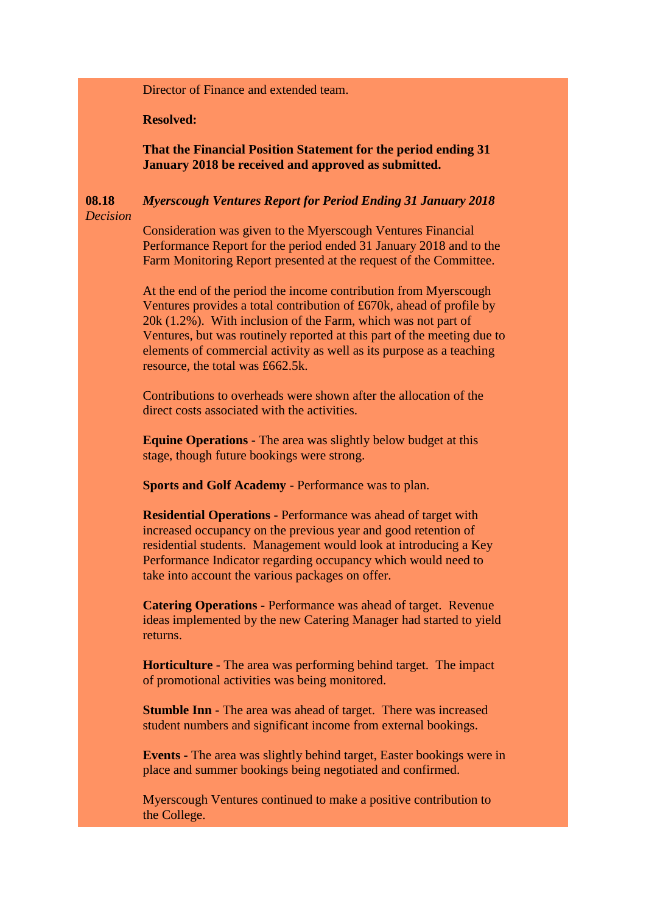Director of Finance and extended team.

**Resolved:**

**That the Financial Position Statement for the period ending 31 January 2018 be received and approved as submitted.**

**08.18** *Decision*

*Myerscough Ventures Report for Period Ending 31 January 2018*

Consideration was given to the Myerscough Ventures Financial Performance Report for the period ended 31 January 2018 and to the Farm Monitoring Report presented at the request of the Committee.

At the end of the period the income contribution from Myerscough Ventures provides a total contribution of £670k, ahead of profile by 20k (1.2%). With inclusion of the Farm, which was not part of Ventures, but was routinely reported at this part of the meeting due to elements of commercial activity as well as its purpose as a teaching resource, the total was £662.5k.

Contributions to overheads were shown after the allocation of the direct costs associated with the activities.

**Equine Operations** - The area was slightly below budget at this stage, though future bookings were strong.

**Sports and Golf Academy** - Performance was to plan.

**Residential Operations** - Performance was ahead of target with increased occupancy on the previous year and good retention of residential students. Management would look at introducing a Key Performance Indicator regarding occupancy which would need to take into account the various packages on offer.

**Catering Operations** - Performance was ahead of target. Revenue ideas implemented by the new Catering Manager had started to yield returns.

**Horticulture** - The area was performing behind target. The impact of promotional activities was being monitored.

**Stumble Inn** - The area was ahead of target. There was increased student numbers and significant income from external bookings.

**Events -** The area was slightly behind target, Easter bookings were in place and summer bookings being negotiated and confirmed.

Myerscough Ventures continued to make a positive contribution to the College.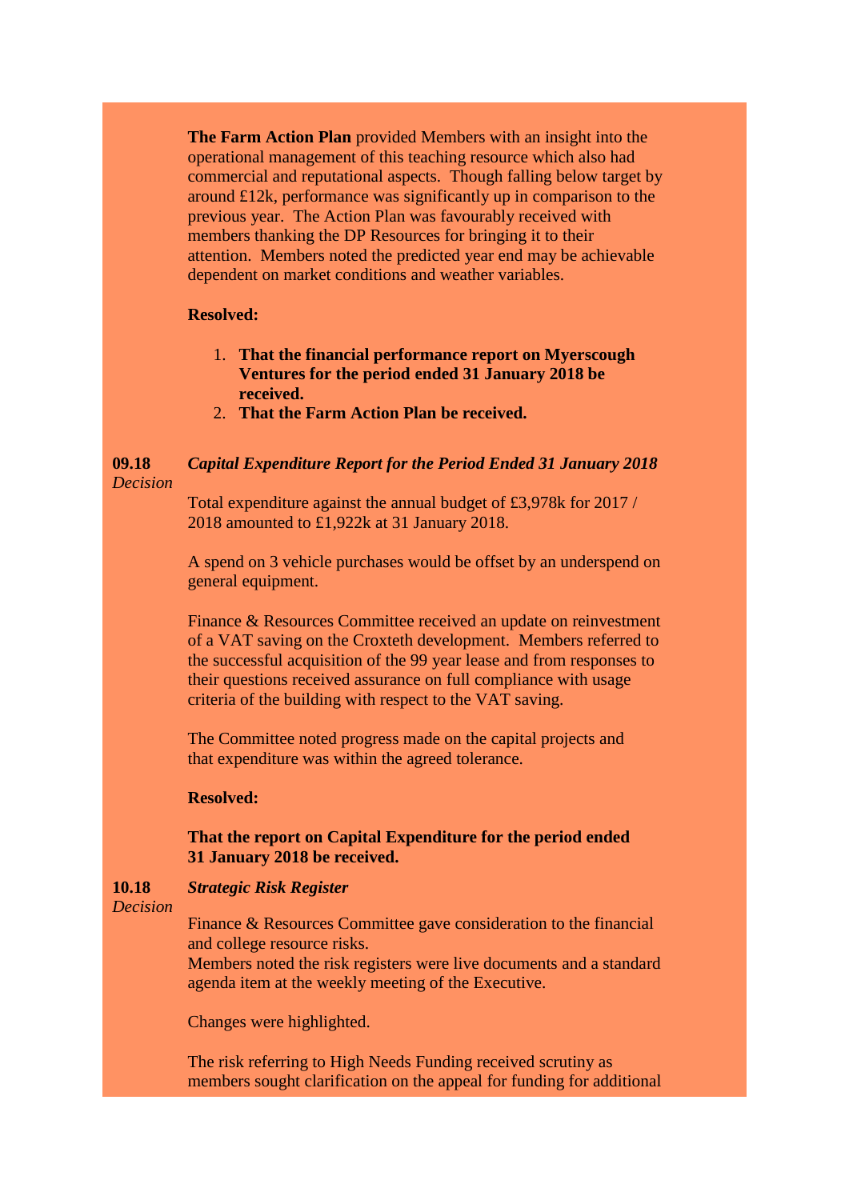**The Farm Action Plan** provided Members with an insight into the operational management of this teaching resource which also had commercial and reputational aspects. Though falling below target by around £12k, performance was significantly up in comparison to the previous year. The Action Plan was favourably received with members thanking the DP Resources for bringing it to their attention. Members noted the predicted year end may be achievable dependent on market conditions and weather variables.

**Resolved:**

1. **That the financial performance report on Myerscough Ventures for the period ended 31 January 2018 be received.**
2. **That the Farm Action Plan be received.**

**09.18** *Decision*

***Capital Expenditure Report for the Period Ended 31 January 2018***

Total expenditure against the annual budget of £3,978k for 2017 / 2018 amounted to £1,922k at 31 January 2018.

A spend on 3 vehicle purchases would be offset by an underspend on general equipment.

Finance & Resources Committee received an update on reinvestment of a VAT saving on the Croxteth development. Members referred to the successful acquisition of the 99 year lease and from responses to their questions received assurance on full compliance with usage criteria of the building with respect to the VAT saving.

The Committee noted progress made on the capital projects and that expenditure was within the agreed tolerance.

**Resolved:**

**That the report on Capital Expenditure for the period ended 31 January 2018 be received.**

**10.18** *Decision*

***Strategic Risk Register***

Finance & Resources Committee gave consideration to the financial and college resource risks.
Members noted the risk registers were live documents and a standard agenda item at the weekly meeting of the Executive.

Changes were highlighted.

The risk referring to High Needs Funding received scrutiny as members sought clarification on the appeal for funding for additional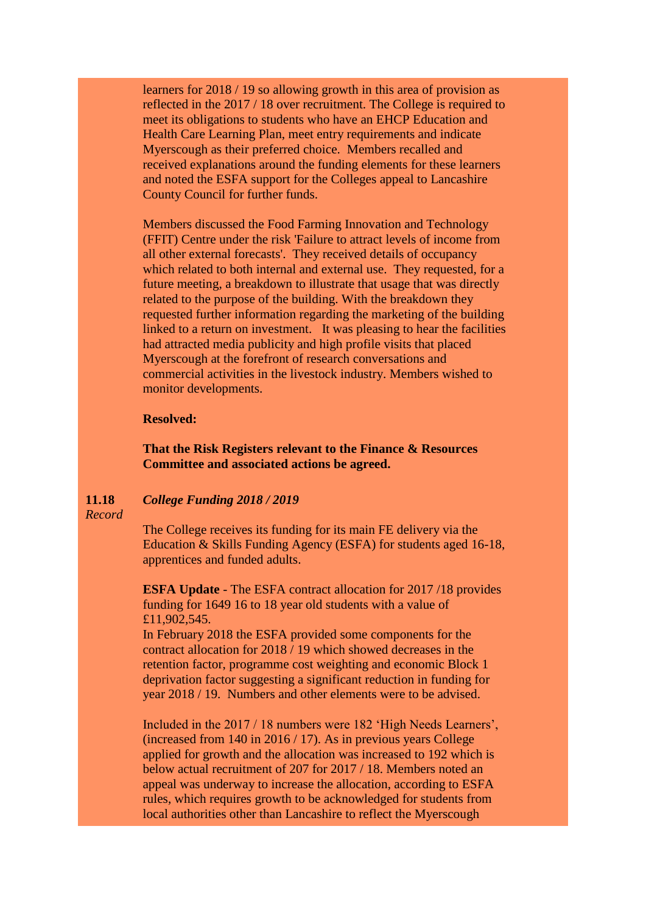learners for 2018 / 19 so allowing growth in this area of provision as reflected in the 2017 / 18 over recruitment. The College is required to meet its obligations to students who have an EHCP Education and Health Care Learning Plan, meet entry requirements and indicate Myerscough as their preferred choice. Members recalled and received explanations around the funding elements for these learners and noted the ESFA support for the Colleges appeal to Lancashire County Council for further funds.

Members discussed the Food Farming Innovation and Technology (FFIT) Centre under the risk 'Failure to attract levels of income from all other external forecasts'. They received details of occupancy which related to both internal and external use. They requested, for a future meeting, a breakdown to illustrate that usage that was directly related to the purpose of the building. With the breakdown they requested further information regarding the marketing of the building linked to a return on investment. It was pleasing to hear the facilities had attracted media publicity and high profile visits that placed Myerscough at the forefront of research conversations and commercial activities in the livestock industry. Members wished to monitor developments.

**Resolved:**

**That the Risk Registers relevant to the Finance & Resources Committee and associated actions be agreed.**

**11.18** *Record* ***College Funding 2018 / 2019***

The College receives its funding for its main FE delivery via the Education & Skills Funding Agency (ESFA) for students aged 16-18, apprentices and funded adults.

**ESFA Update** - The ESFA contract allocation for 2017 /18 provides funding for 1649 16 to 18 year old students with a value of £11,902,545.
In February 2018 the ESFA provided some components for the contract allocation for 2018 / 19 which showed decreases in the retention factor, programme cost weighting and economic Block 1 deprivation factor suggesting a significant reduction in funding for year 2018 / 19. Numbers and other elements were to be advised.

Included in the 2017 / 18 numbers were 182 'High Needs Learners', (increased from 140 in 2016 / 17). As in previous years College applied for growth and the allocation was increased to 192 which is below actual recruitment of 207 for 2017 / 18. Members noted an appeal was underway to increase the allocation, according to ESFA rules, which requires growth to be acknowledged for students from local authorities other than Lancashire to reflect the Myerscough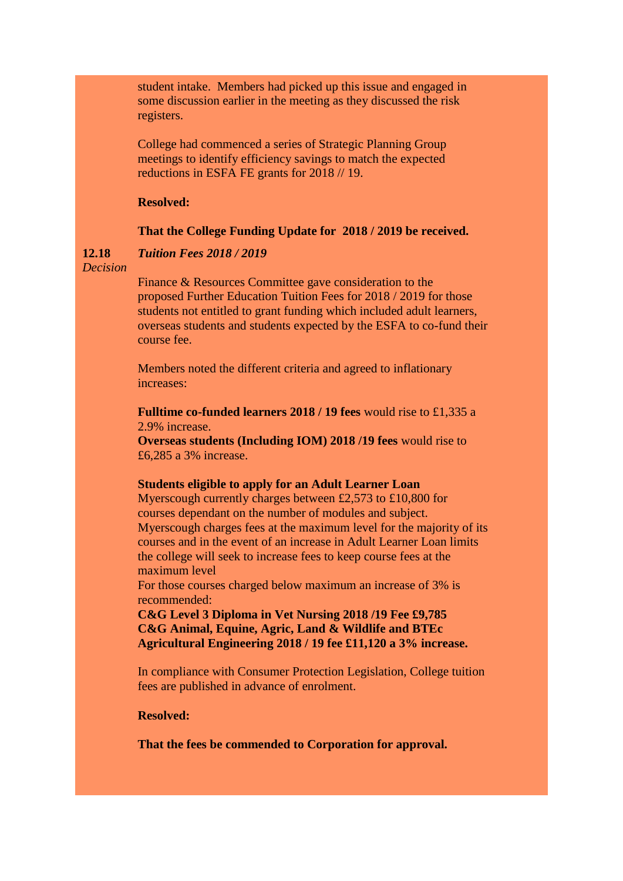student intake. Members had picked up this issue and engaged in some discussion earlier in the meeting as they discussed the risk registers.

College had commenced a series of Strategic Planning Group meetings to identify efficiency savings to match the expected reductions in ESFA FE grants for 2018 // 19.

**Resolved:**

**That the College Funding Update for 2018 / 2019 be received.**

**12.18** *Decision*

***Tuition Fees 2018 / 2019***

Finance & Resources Committee gave consideration to the proposed Further Education Tuition Fees for 2018 / 2019 for those students not entitled to grant funding which included adult learners, overseas students and students expected by the ESFA to co-fund their course fee.

Members noted the different criteria and agreed to inflationary increases:

**Fulltime co-funded learners 2018 / 19 fees** would rise to £1,335 a 2.9% increase.
**Overseas students (Including IOM) 2018 /19 fees** would rise to £6,285 a 3% increase.

**Students eligible to apply for an Adult Learner Loan**
Myerscough currently charges between £2,573 to £10,800 for courses dependant on the number of modules and subject. Myerscough charges fees at the maximum level for the majority of its courses and in the event of an increase in Adult Learner Loan limits the college will seek to increase fees to keep course fees at the maximum level
For those courses charged below maximum an increase of 3% is recommended:
**C&G Level 3 Diploma in Vet Nursing 2018 /19 Fee £9,785**
**C&G Animal, Equine, Agric, Land & Wildlife and BTEc Agricultural Engineering 2018 / 19 fee £11,120 a 3% increase.**

In compliance with Consumer Protection Legislation, College tuition fees are published in advance of enrolment.

**Resolved:**

**That the fees be commended to Corporation for approval.**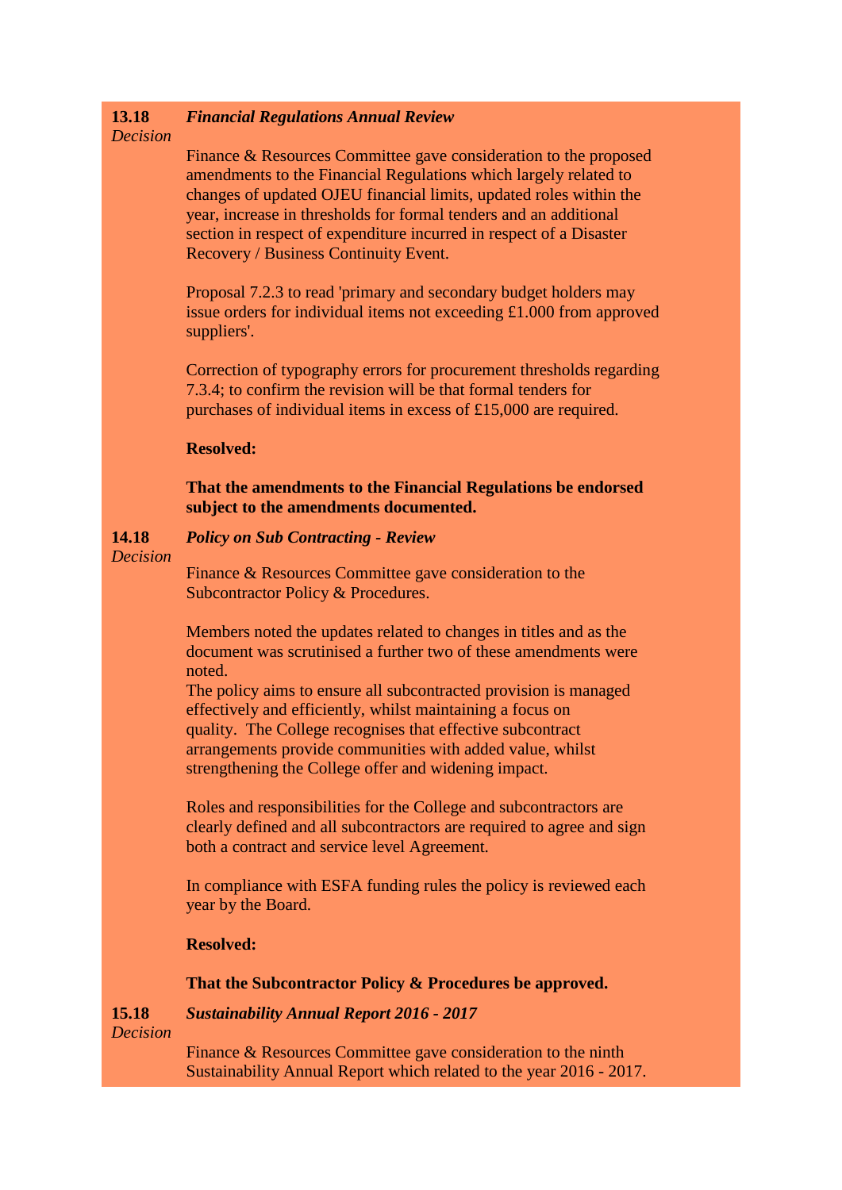**13.18** *Decision*

***Financial Regulations Annual Review***

Finance & Resources Committee gave consideration to the proposed amendments to the Financial Regulations which largely related to changes of updated OJEU financial limits, updated roles within the year, increase in thresholds for formal tenders and an additional section in respect of expenditure incurred in respect of a Disaster Recovery / Business Continuity Event.

Proposal 7.2.3 to read 'primary and secondary budget holders may issue orders for individual items not exceeding £1.000 from approved suppliers'.

Correction of typography errors for procurement thresholds regarding 7.3.4; to confirm the revision will be that formal tenders for purchases of individual items in excess of £15,000 are required.

**Resolved:**

**That the amendments to the Financial Regulations be endorsed subject to the amendments documented.**

**14.18** *Decision*

***Policy on Sub Contracting - Review***

Finance & Resources Committee gave consideration to the Subcontractor Policy & Procedures.

Members noted the updates related to changes in titles and as the document was scrutinised a further two of these amendments were noted.
The policy aims to ensure all subcontracted provision is managed effectively and efficiently, whilst maintaining a focus on quality. The College recognises that effective subcontract arrangements provide communities with added value, whilst strengthening the College offer and widening impact.

Roles and responsibilities for the College and subcontractors are clearly defined and all subcontractors are required to agree and sign both a contract and service level Agreement.

In compliance with ESFA funding rules the policy is reviewed each year by the Board.

**Resolved:**

**That the Subcontractor Policy & Procedures be approved.**

**15.18** *Decision*

***Sustainability Annual Report 2016 - 2017***

Finance & Resources Committee gave consideration to the ninth Sustainability Annual Report which related to the year 2016 - 2017.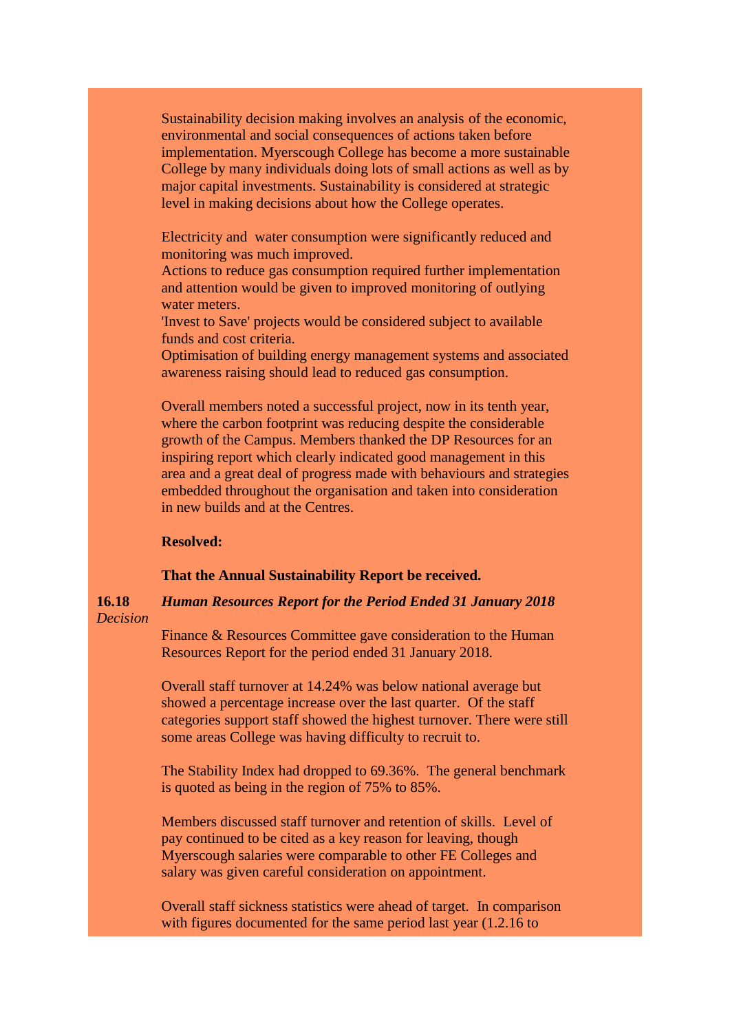Sustainability decision making involves an analysis of the economic, environmental and social consequences of actions taken before implementation. Myerscough College has become a more sustainable College by many individuals doing lots of small actions as well as by major capital investments. Sustainability is considered at strategic level in making decisions about how the College operates.

Electricity and water consumption were significantly reduced and monitoring was much improved.
Actions to reduce gas consumption required further implementation and attention would be given to improved monitoring of outlying water meters.
'Invest to Save' projects would be considered subject to available funds and cost criteria.
Optimisation of building energy management systems and associated awareness raising should lead to reduced gas consumption.

Overall members noted a successful project, now in its tenth year, where the carbon footprint was reducing despite the considerable growth of the Campus. Members thanked the DP Resources for an inspiring report which clearly indicated good management in this area and a great deal of progress made with behaviours and strategies embedded throughout the organisation and taken into consideration in new builds and at the Centres.

**Resolved:**

**That the Annual Sustainability Report be received.**

**16.18** *Decision*

***Human Resources Report for the Period Ended 31 January 2018***

Finance & Resources Committee gave consideration to the Human Resources Report for the period ended 31 January 2018.

Overall staff turnover at 14.24% was below national average but showed a percentage increase over the last quarter. Of the staff categories support staff showed the highest turnover. There were still some areas College was having difficulty to recruit to.

The Stability Index had dropped to 69.36%. The general benchmark is quoted as being in the region of 75% to 85%.

Members discussed staff turnover and retention of skills. Level of pay continued to be cited as a key reason for leaving, though Myerscough salaries were comparable to other FE Colleges and salary was given careful consideration on appointment.

Overall staff sickness statistics were ahead of target. In comparison with figures documented for the same period last year (1.2.16 to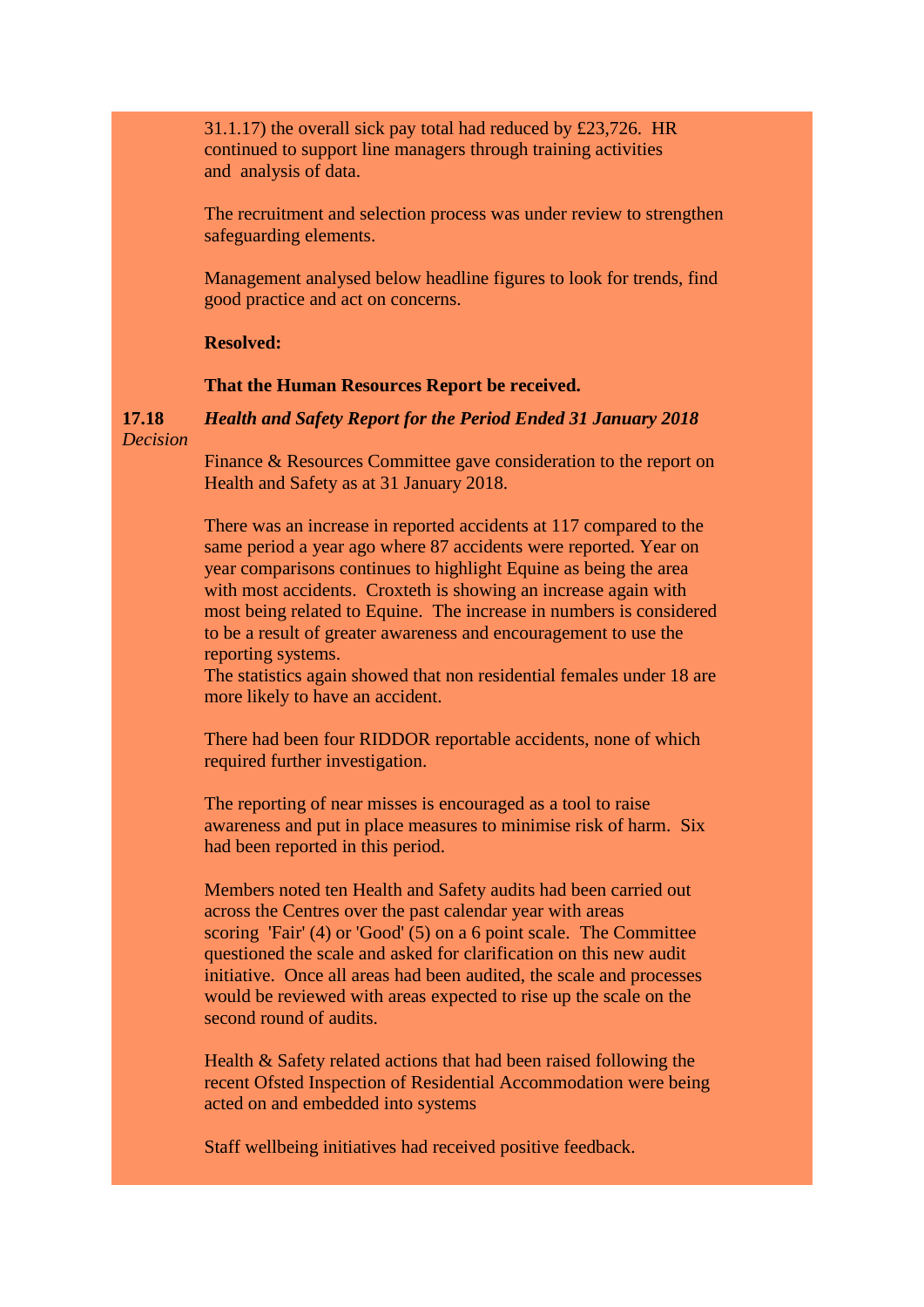31.1.17) the overall sick pay total had reduced by £23,726. HR continued to support line managers through training activities and analysis of data.

The recruitment and selection process was under review to strengthen safeguarding elements.

Management analysed below headline figures to look for trends, find good practice and act on concerns.

**Resolved:**

**That the Human Resources Report be received.**

**17.18** *Decision*

***Health and Safety Report for the Period Ended 31 January 2018***

Finance & Resources Committee gave consideration to the report on Health and Safety as at 31 January 2018.

There was an increase in reported accidents at 117 compared to the same period a year ago where 87 accidents were reported. Year on year comparisons continues to highlight Equine as being the area with most accidents. Croxteth is showing an increase again with most being related to Equine. The increase in numbers is considered to be a result of greater awareness and encouragement to use the reporting systems.
The statistics again showed that non residential females under 18 are more likely to have an accident.

There had been four RIDDOR reportable accidents, none of which required further investigation.

The reporting of near misses is encouraged as a tool to raise awareness and put in place measures to minimise risk of harm. Six had been reported in this period.

Members noted ten Health and Safety audits had been carried out across the Centres over the past calendar year with areas scoring 'Fair' (4) or 'Good' (5) on a 6 point scale. The Committee questioned the scale and asked for clarification on this new audit initiative. Once all areas had been audited, the scale and processes would be reviewed with areas expected to rise up the scale on the second round of audits.

Health & Safety related actions that had been raised following the recent Ofsted Inspection of Residential Accommodation were being acted on and embedded into systems

Staff wellbeing initiatives had received positive feedback.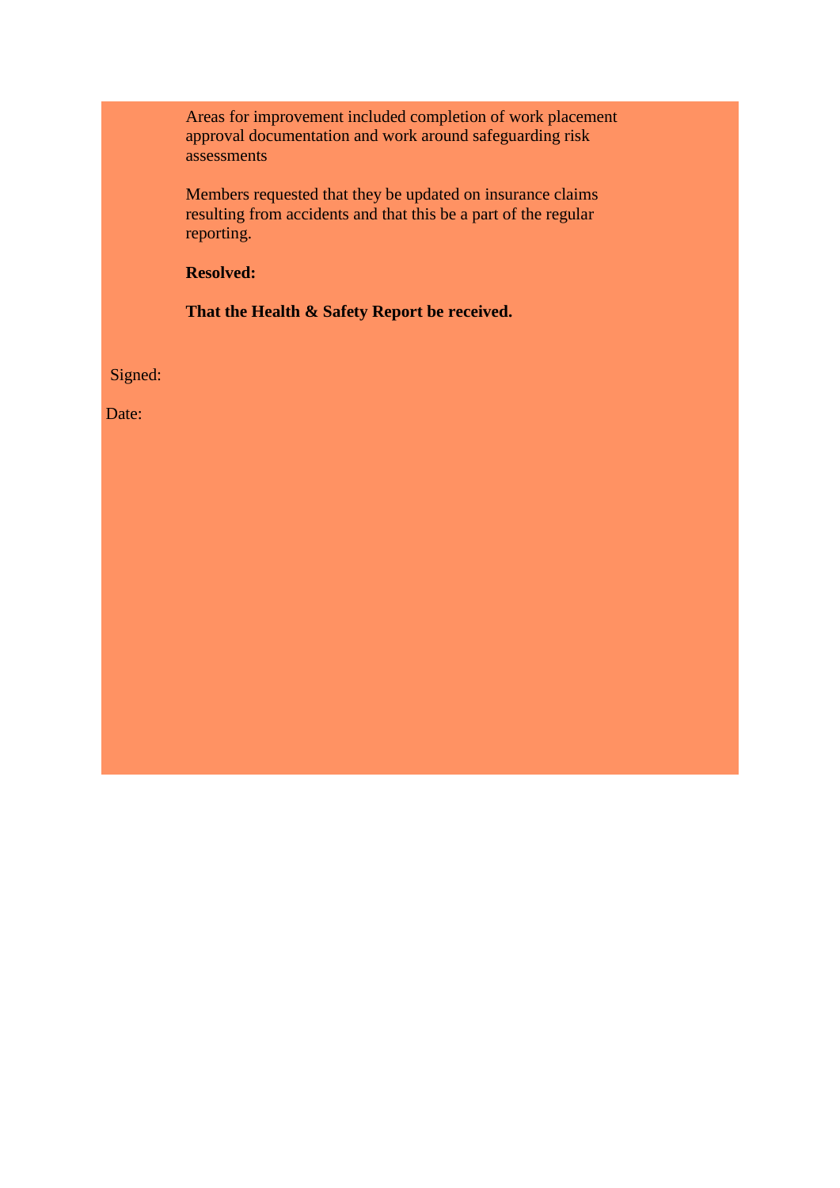Areas for improvement included completion of work placement approval documentation and work around safeguarding risk assessments

Members requested that they be updated on insurance claims resulting from accidents and that this be a part of the regular reporting.

**Resolved:**

**That the Health & Safety Report be received.**

Signed:

Date: